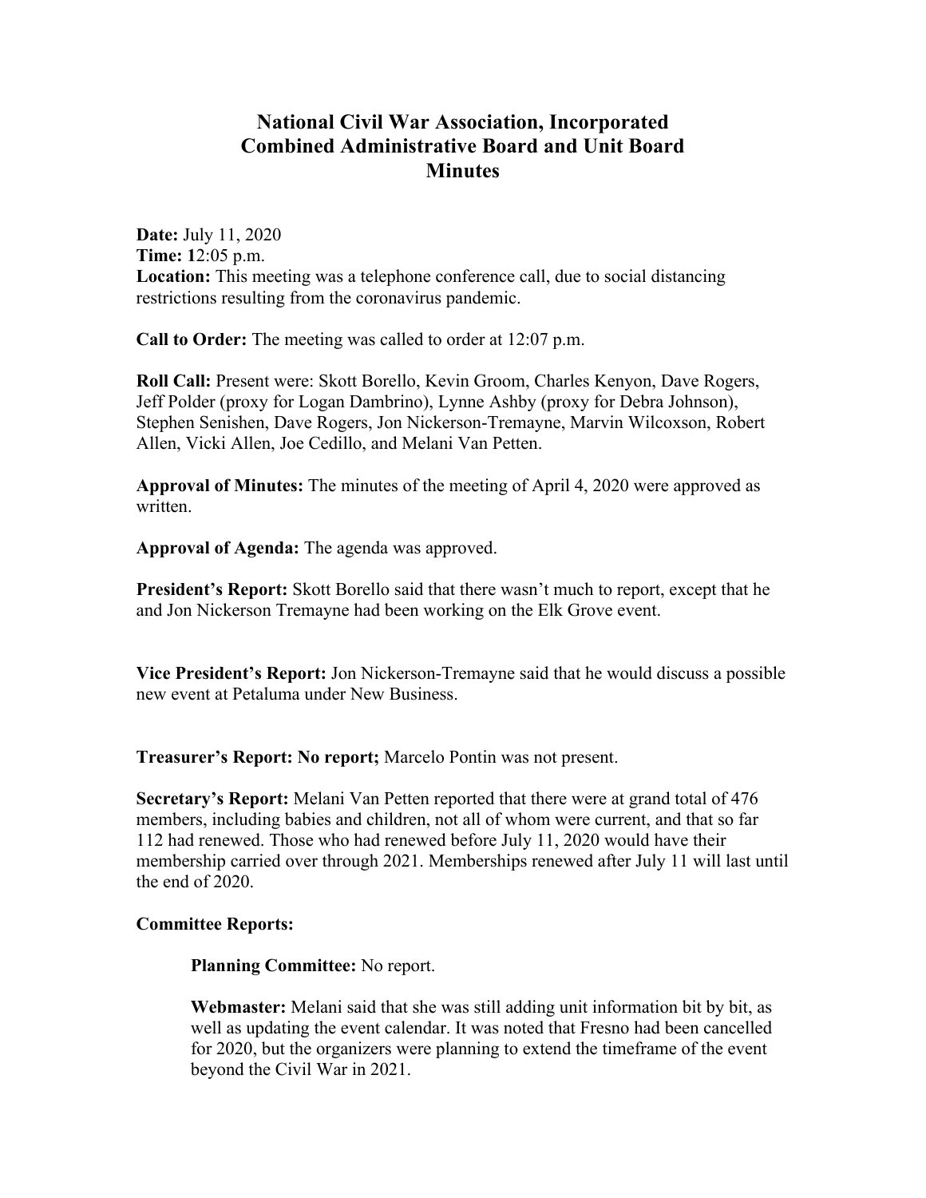# National Civil War Association, Incorporated
# Combined Administrative Board and Unit Board
# Minutes

**Date:** July 11, 2020
**Time:** 12:05 p.m.
**Location:** This meeting was a telephone conference call, due to social distancing restrictions resulting from the coronavirus pandemic.

**Call to Order:** The meeting was called to order at 12:07 p.m.

**Roll Call:** Present were: Skott Borello, Kevin Groom, Charles Kenyon, Dave Rogers, Jeff Polder (proxy for Logan Dambrino), Lynne Ashby (proxy for Debra Johnson), Stephen Senishen, Dave Rogers, Jon Nickerson-Tremayne, Marvin Wilcoxson, Robert Allen, Vicki Allen, Joe Cedillo, and Melani Van Petten.

**Approval of Minutes:** The minutes of the meeting of April 4, 2020 were approved as written.

**Approval of Agenda:** The agenda was approved.

**President's Report:** Skott Borello said that there wasn't much to report, except that he and Jon Nickerson Tremayne had been working on the Elk Grove event.

**Vice President's Report:** Jon Nickerson-Tremayne said that he would discuss a possible new event at Petaluma under New Business.

**Treasurer's Report: No report;** Marcelo Pontin was not present.

**Secretary's Report:** Melani Van Petten reported that there were at grand total of 476 members, including babies and children, not all of whom were current, and that so far 112 had renewed. Those who had renewed before July 11, 2020 would have their membership carried over through 2021. Memberships renewed after July 11 will last until the end of 2020.

**Committee Reports:**

**Planning Committee:** No report.

**Webmaster:** Melani said that she was still adding unit information bit by bit, as well as updating the event calendar. It was noted that Fresno had been cancelled for 2020, but the organizers were planning to extend the timeframe of the event beyond the Civil War in 2021.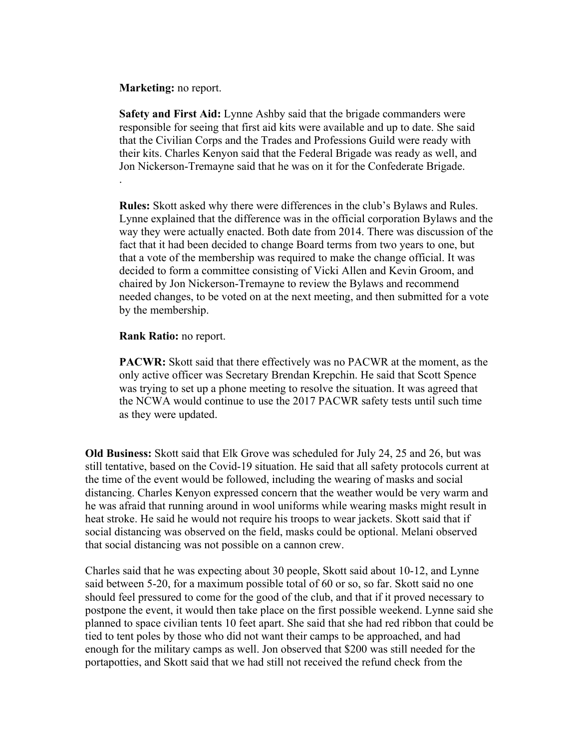**Marketing:** no report.

**Safety and First Aid:** Lynne Ashby said that the brigade commanders were responsible for seeing that first aid kits were available and up to date. She said that the Civilian Corps and the Trades and Professions Guild were ready with their kits. Charles Kenyon said that the Federal Brigade was ready as well, and Jon Nickerson-Tremayne said that he was on it for the Confederate Brigade.
.

**Rules:** Skott asked why there were differences in the club's Bylaws and Rules. Lynne explained that the difference was in the official corporation Bylaws and the way they were actually enacted. Both date from 2014. There was discussion of the fact that it had been decided to change Board terms from two years to one, but that a vote of the membership was required to make the change official. It was decided to form a committee consisting of Vicki Allen and Kevin Groom, and chaired by Jon Nickerson-Tremayne to review the Bylaws and recommend needed changes, to be voted on at the next meeting, and then submitted for a vote by the membership.

**Rank Ratio:** no report.

**PACWR:** Skott said that there effectively was no PACWR at the moment, as the only active officer was Secretary Brendan Krepchin. He said that Scott Spence was trying to set up a phone meeting to resolve the situation. It was agreed that the NCWA would continue to use the 2017 PACWR safety tests until such time as they were updated.

**Old Business:** Skott said that Elk Grove was scheduled for July 24, 25 and 26, but was still tentative, based on the Covid-19 situation. He said that all safety protocols current at the time of the event would be followed, including the wearing of masks and social distancing. Charles Kenyon expressed concern that the weather would be very warm and he was afraid that running around in wool uniforms while wearing masks might result in heat stroke. He said he would not require his troops to wear jackets. Skott said that if social distancing was observed on the field, masks could be optional. Melani observed that social distancing was not possible on a cannon crew.

Charles said that he was expecting about 30 people, Skott said about 10-12, and Lynne said between 5-20, for a maximum possible total of 60 or so, so far. Skott said no one should feel pressured to come for the good of the club, and that if it proved necessary to postpone the event, it would then take place on the first possible weekend. Lynne said she planned to space civilian tents 10 feet apart. She said that she had red ribbon that could be tied to tent poles by those who did not want their camps to be approached, and had enough for the military camps as well. Jon observed that $200 was still needed for the portapotties, and Skott said that we had still not received the refund check from the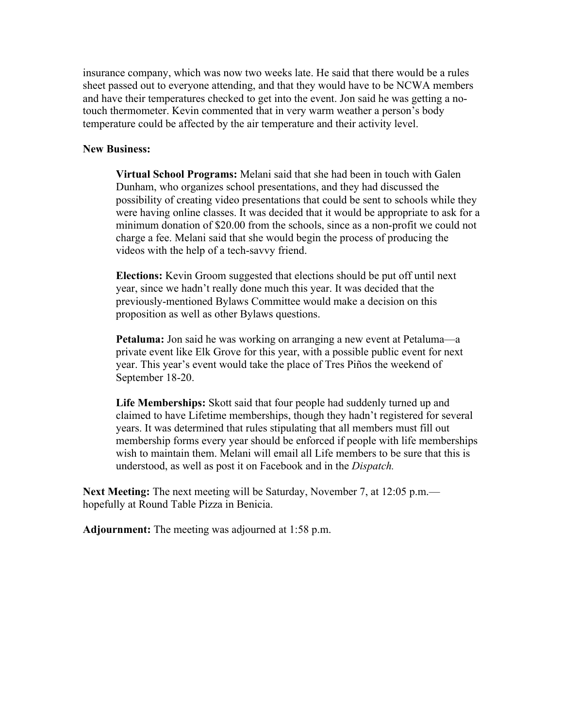insurance company, which was now two weeks late. He said that there would be a rules sheet passed out to everyone attending, and that they would have to be NCWA members and have their temperatures checked to get into the event. Jon said he was getting a no-touch thermometer. Kevin commented that in very warm weather a person's body temperature could be affected by the air temperature and their activity level.

**New Business:**

> **Virtual School Programs:** Melani said that she had been in touch with Galen Dunham, who organizes school presentations, and they had discussed the possibility of creating video presentations that could be sent to schools while they were having online classes. It was decided that it would be appropriate to ask for a minimum donation of $20.00 from the schools, since as a non-profit we could not charge a fee. Melani said that she would begin the process of producing the videos with the help of a tech-savvy friend.
>
> **Elections:** Kevin Groom suggested that elections should be put off until next year, since we hadn't really done much this year. It was decided that the previously-mentioned Bylaws Committee would make a decision on this proposition as well as other Bylaws questions.
>
> **Petaluma:** Jon said he was working on arranging a new event at Petaluma—a private event like Elk Grove for this year, with a possible public event for next year. This year's event would take the place of Tres Piños the weekend of September 18-20.
>
> **Life Memberships:** Skott said that four people had suddenly turned up and claimed to have Lifetime memberships, though they hadn't registered for several years. It was determined that rules stipulating that all members must fill out membership forms every year should be enforced if people with life memberships wish to maintain them. Melani will email all Life members to be sure that this is understood, as well as post it on Facebook and in the *Dispatch.*

**Next Meeting:** The next meeting will be Saturday, November 7, at 12:05 p.m.—hopefully at Round Table Pizza in Benicia.

**Adjournment:** The meeting was adjourned at 1:58 p.m.